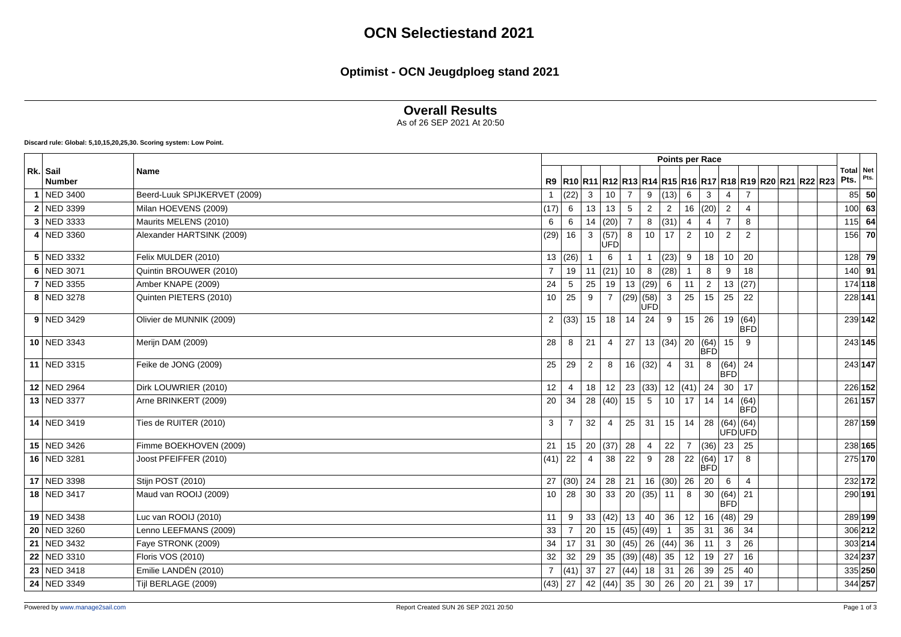# OCN Selectiestand 2021

## Optimist - OCN Jeugdploeg stand 2021

### Overall Results

As of 26 SEP 2021 At 20:50

**Discard rule: Global: 5,10,15,20,25,30. Scoring system: Low Point.**

| Rk. | Sail Number | Name | R9 | R10 | R11 | R12 | R13 | R14 | R15 | R16 | R17 | R18 | R19 | R20 | R21 | R22 | R23 | Total Pts. | Net Pts. |
|---|---|---|---|---|---|---|---|---|---|---|---|---|---|---|---|---|---|---|---|
| 1 | NED 3400 | Beerd-Luuk SPIJKERVET (2009) | 1 | (22) | 3 | 10 | 7 | 9 | (13) | 6 | 3 | 4 | 7 | | | | | 85 | **50** |
| 2 | NED 3399 | Milan HOEVENS (2009) | (17) | 6 | 13 | 13 | 5 | 2 | 2 | 16 | (20) | 2 | 4 | | | | | 100 | **63** |
| 3 | NED 3333 | Maurits MELENS (2010) | 6 | 6 | 14 | (20) | 7 | 8 | (31) | 4 | 4 | 7 | 8 | | | | | 115 | **64** |
| 4 | NED 3360 | Alexander HARTSINK (2009) | (29) | 16 | 3 | (57) UFD | 8 | 10 | 17 | 2 | 10 | 2 | 2 | | | | | 156 | **70** |
| 5 | NED 3332 | Felix MULDER (2010) | 13 | (26) | 1 | 6 | 1 | 1 | (23) | 9 | 18 | 10 | 20 | | | | | 128 | **79** |
| 6 | NED 3071 | Quintin BROUWER (2010) | 7 | 19 | 11 | (21) | 10 | 8 | (28) | 1 | 8 | 9 | 18 | | | | | 140 | **91** |
| 7 | NED 3355 | Amber KNAPE (2009) | 24 | 5 | 25 | 19 | 13 | (29) | 6 | 11 | 2 | 13 | (27) | | | | | 174 | **118** |
| 8 | NED 3278 | Quinten PIETERS (2010) | 10 | 25 | 9 | 7 | (29) | (58) UFD | 3 | 25 | 15 | 25 | 22 | | | | | 228 | **141** |
| 9 | NED 3429 | Olivier de MUNNIK (2009) | 2 | (33) | 15 | 18 | 14 | 24 | 9 | 15 | 26 | 19 | (64) BFD | | | | | 239 | **142** |
| 10 | NED 3343 | Merijn DAM (2009) | 28 | 8 | 21 | 4 | 27 | 13 | (34) | 20 | (64) BFD | 15 | 9 | | | | | 243 | **145** |
| 11 | NED 3315 | Feike de JONG (2009) | 25 | 29 | 2 | 8 | 16 | (32) | 4 | 31 | 8 | (64) BFD | 24 | | | | | 243 | **147** |
| 12 | NED 2964 | Dirk LOUWRIER (2010) | 12 | 4 | 18 | 12 | 23 | (33) | 12 | (41) | 24 | 30 | 17 | | | | | 226 | **152** |
| 13 | NED 3377 | Arne BRINKERT (2009) | 20 | 34 | 28 | (40) | 15 | 5 | 10 | 17 | 14 | 14 | (64) BFD | | | | | 261 | **157** |
| 14 | NED 3419 | Ties de RUITER (2010) | 3 | 7 | 32 | 4 | 25 | 31 | 15 | 14 | 28 | (64) UFD | (64) UFD | | | | | 287 | **159** |
| 15 | NED 3426 | Fimme BOEKHOVEN (2009) | 21 | 15 | 20 | (37) | 28 | 4 | 22 | 7 | (36) | 23 | 25 | | | | | 238 | **165** |
| 16 | NED 3281 | Joost PFEIFFER (2010) | (41) | 22 | 4 | 38 | 22 | 9 | 28 | 22 | (64) BFD | 17 | 8 | | | | | 275 | **170** |
| 17 | NED 3398 | Stijn POST (2010) | 27 | (30) | 24 | 28 | 21 | 16 | (30) | 26 | 20 | 6 | 4 | | | | | 232 | **172** |
| 18 | NED 3417 | Maud van ROOIJ (2009) | 10 | 28 | 30 | 33 | 20 | (35) | 11 | 8 | 30 | (64) BFD | 21 | | | | | 290 | **191** |
| 19 | NED 3438 | Luc van ROOIJ (2010) | 11 | 9 | 33 | (42) | 13 | 40 | 36 | 12 | 16 | (48) | 29 | | | | | 289 | **199** |
| 20 | NED 3260 | Lenno LEEFMANS (2009) | 33 | 7 | 20 | 15 | (45) | (49) | 1 | 35 | 31 | 36 | 34 | | | | | 306 | **212** |
| 21 | NED 3432 | Faye STRONK (2009) | 34 | 17 | 31 | 30 | (45) | 26 | (44) | 36 | 11 | 3 | 26 | | | | | 303 | **214** |
| 22 | NED 3310 | Floris VOS (2010) | 32 | 32 | 29 | 35 | (39) | (48) | 35 | 12 | 19 | 27 | 16 | | | | | 324 | **237** |
| 23 | NED 3418 | Emilie LANDÉN (2010) | 7 | (41) | 37 | 27 | (44) | 18 | 31 | 26 | 39 | 25 | 40 | | | | | 335 | **250** |
| 24 | NED 3349 | Tijl BERLAGE (2009) | (43) | 27 | 42 | (44) | 35 | 30 | 26 | 20 | 21 | 39 | 17 | | | | | 344 | **257** |

Powered by www.manage2sail.com | Report Created SUN 26 SEP 2021 20:50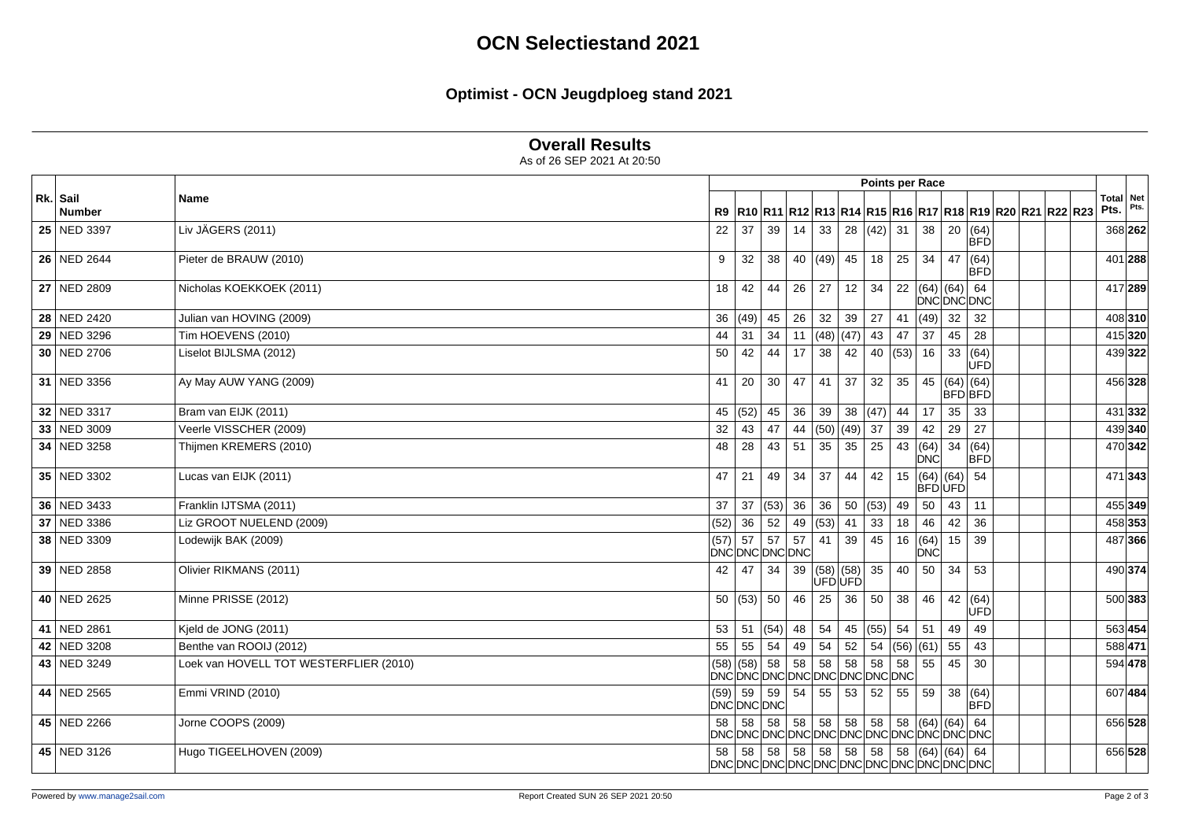# OCN Selectiestand 2021

## Optimist - OCN Jeugdploeg stand 2021

### Overall Results

As of 26 SEP 2021 At 20:50

| Rk. | Sail Number | Name | R9 | R10 | R11 | R12 | R13 | R14 | R15 | R16 | R17 | R18 | R19 | R20 | R21 | R22 | R23 | Total Pts. | Net Pts. |
|---|---|---|---|---|---|---|---|---|---|---|---|---|---|---|---|---|---|---|---|
| **25** | NED 3397 | Liv JÄGERS (2011) | 22 | 37 | 39 | 14 | 33 | 28 | (42) | 31 | 38 | 20 | (64) BFD | | | | | 368 | **262** |
| **26** | NED 2644 | Pieter de BRAUW (2010) | 9 | 32 | 38 | 40 | (49) | 45 | 18 | 25 | 34 | 47 | (64) BFD | | | | | 401 | **288** |
| **27** | NED 2809 | Nicholas KOEKKOEK (2011) | 18 | 42 | 44 | 26 | 27 | 12 | 34 | 22 | (64) DNC | (64) DNC | 64 DNC | | | | | 417 | **289** |
| **28** | NED 2420 | Julian van HOVING (2009) | 36 | (49) | 45 | 26 | 32 | 39 | 27 | 41 | (49) | 32 | 32 | | | | | 408 | **310** |
| **29** | NED 3296 | Tim HOEVENS (2010) | 44 | 31 | 34 | 11 | (48) | (47) | 43 | 47 | 37 | 45 | 28 | | | | | 415 | **320** |
| **30** | NED 2706 | Liselot BIJLSMA (2012) | 50 | 42 | 44 | 17 | 38 | 42 | 40 | (53) | 16 | 33 | (64) UFD | | | | | 439 | **322** |
| **31** | NED 3356 | Ay May AUW YANG (2009) | 41 | 20 | 30 | 47 | 41 | 37 | 32 | 35 | 45 | (64) BFD | (64) BFD | | | | | 456 | **328** |
| **32** | NED 3317 | Bram van EIJK (2011) | 45 | (52) | 45 | 36 | 39 | 38 | (47) | 44 | 17 | 35 | 33 | | | | | 431 | **332** |
| **33** | NED 3009 | Veerle VISSCHER (2009) | 32 | 43 | 47 | 44 | (50) | (49) | 37 | 39 | 42 | 29 | 27 | | | | | 439 | **340** |
| **34** | NED 3258 | Thijmen KREMERS (2010) | 48 | 28 | 43 | 51 | 35 | 35 | 25 | 43 | (64) DNC | 34 | (64) BFD | | | | | 470 | **342** |
| **35** | NED 3302 | Lucas van EIJK (2011) | 47 | 21 | 49 | 34 | 37 | 44 | 42 | 15 | (64) BFD | (64) UFD | 54 | | | | | 471 | **343** |
| **36** | NED 3433 | Franklin IJTSMA (2011) | 37 | 37 | (53) | 36 | 36 | 50 | (53) | 49 | 50 | 43 | 11 | | | | | 455 | **349** |
| **37** | NED 3386 | Liz GROOT NUELEND (2009) | (52) | 36 | 52 | 49 | (53) | 41 | 33 | 18 | 46 | 42 | 36 | | | | | 458 | **353** |
| **38** | NED 3309 | Lodewijk BAK (2009) | (57) DNC | 57 DNC | 57 DNC | 57 DNC | 41 | 39 | 45 | 16 | (64) DNC | 15 | 39 | | | | | 487 | **366** |
| **39** | NED 2858 | Olivier RIKMANS (2011) | 42 | 47 | 34 | 39 | (58) UFD | (58) UFD | 35 | 40 | 50 | 34 | 53 | | | | | 490 | **374** |
| **40** | NED 2625 | Minne PRISSE (2012) | 50 | (53) | 50 | 46 | 25 | 36 | 50 | 38 | 46 | 42 | (64) UFD | | | | | 500 | **383** |
| **41** | NED 2861 | Kjeld de JONG (2011) | 53 | 51 | (54) | 48 | 54 | 45 | (55) | 54 | 51 | 49 | 49 | | | | | 563 | **454** |
| **42** | NED 3208 | Benthe van ROOIJ (2012) | 55 | 55 | 54 | 49 | 54 | 52 | 54 | (56) | (61) | 55 | 43 | | | | | 588 | **471** |
| **43** | NED 3249 | Loek van HOVELL TOT WESTERFLIER (2010) | (58) DNC | (58) DNC | 58 DNC | 58 DNC | 58 DNC | 58 DNC | 58 DNC | 58 DNC | 55 | 45 | 30 | | | | | 594 | **478** |
| **44** | NED 2565 | Emmi VRIND (2010) | (59) DNC | 59 DNC | 59 DNC | 54 | 55 | 53 | 52 | 55 | 59 | 38 | (64) BFD | | | | | 607 | **484** |
| **45** | NED 2266 | Jorne COOPS (2009) | 58 DNC | 58 DNC | 58 DNC | 58 DNC | 58 DNC | 58 DNC | 58 DNC | 58 DNC | (64) DNC | (64) DNC | 64 DNC | | | | | 656 | **528** |
| **45** | NED 3126 | Hugo TIGEELHOVEN (2009) | 58 DNC | 58 DNC | 58 DNC | 58 DNC | 58 DNC | 58 DNC | 58 DNC | 58 DNC | (64) DNC | (64) DNC | 64 DNC | | | | | 656 | **528** |

Powered by www.manage2sail.com

Report Created SUN 26 SEP 2021 20:50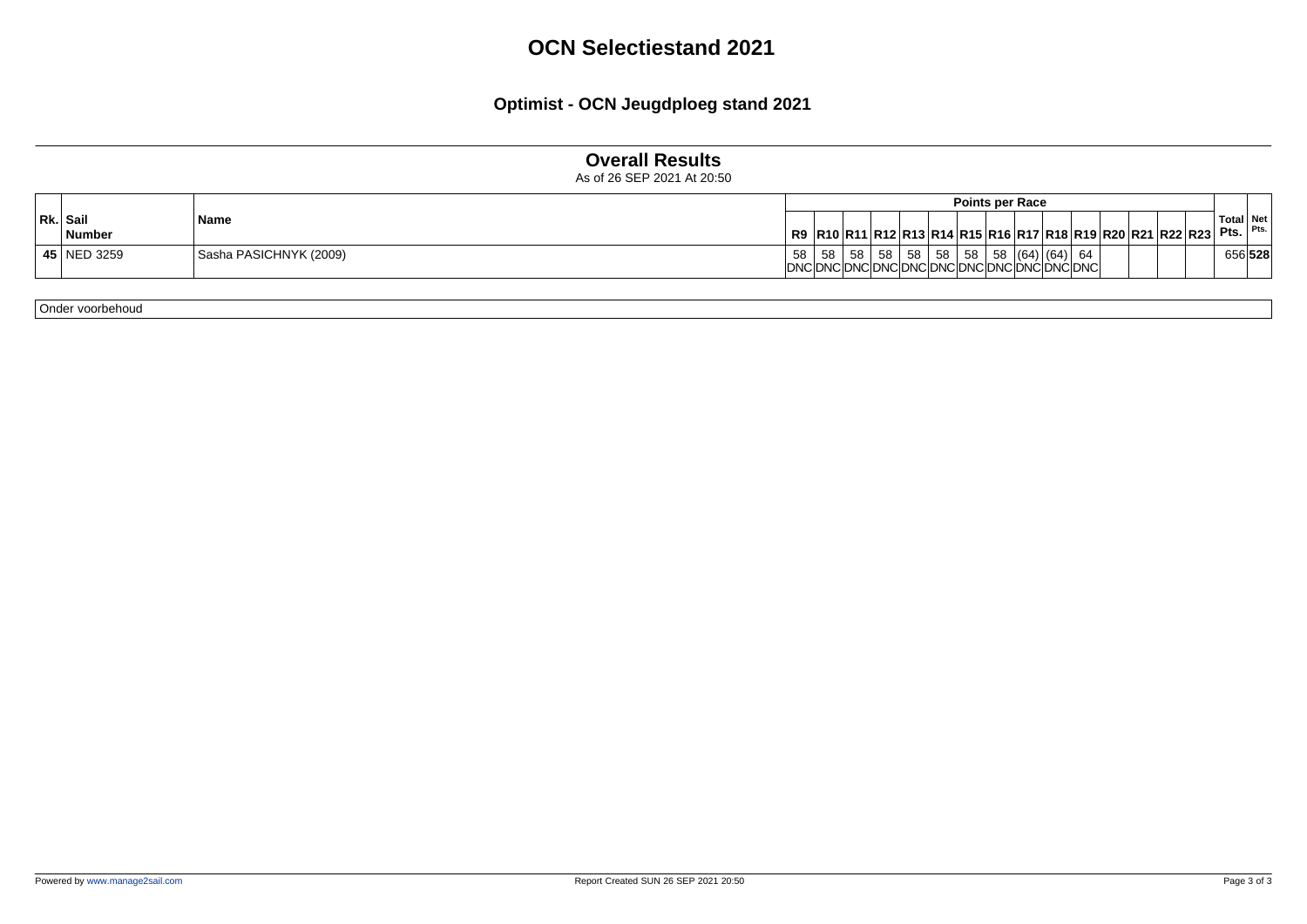# OCN Selectiestand 2021

## Optimist - OCN Jeugdploeg stand 2021

### Overall Results

As of 26 SEP 2021 At 20:50

| Rk. | Sail Number | Name | Points per Race | | | | | | | | | | | | | | | Total Pts. | Net Pts. |
|---|---|---|---|---|---|---|---|---|---|---|---|---|---|---|---|---|---|---|---|
| | | | R9 | R10 | R11 | R12 | R13 | R14 | R15 | R16 | R17 | R18 | R19 | R20 | R21 | R22 | R23 | | |
| 45 | NED 3259 | Sasha PASICHNYK (2009) | 58 DNC | 58 DNC | 58 DNC | 58 DNC | 58 DNC | 58 DNC | 58 DNC | 58 DNC | (64) DNC | (64) DNC | 64 DNC | | | | | 656 | **528** |

Onder voorbehoud